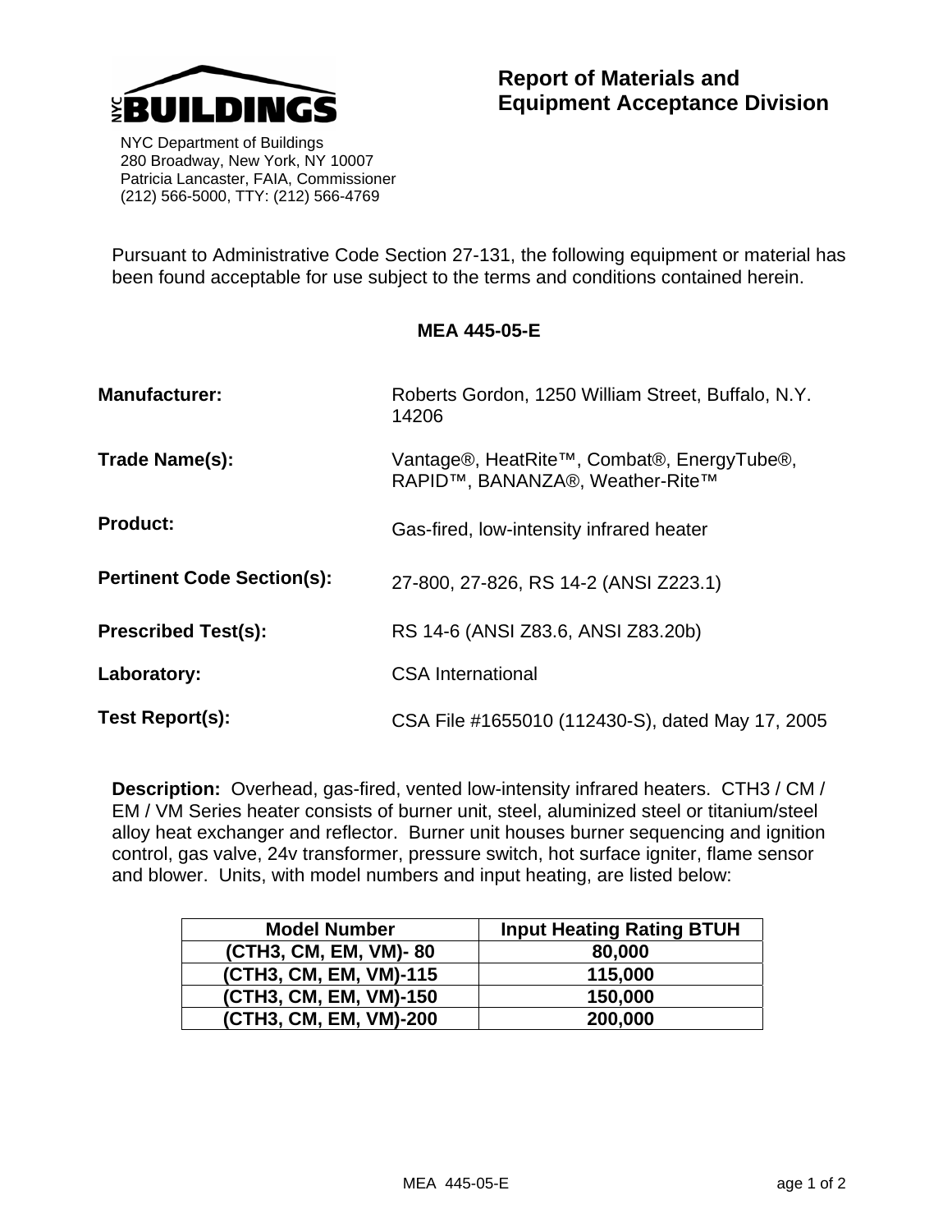NYC BUILDINGS

NYC Department of Buildings
280 Broadway, New York, NY 10007
Patricia Lancaster, FAIA, Commissioner
(212) 566-5000, TTY: (212) 566-4769

# Report of Materials and Equipment Acceptance Division

Pursuant to Administrative Code Section 27-131, the following equipment or material has been found acceptable for use subject to the terms and conditions contained herein.

## MEA 445-05-E

**Manufacturer:** Roberts Gordon, 1250 William Street, Buffalo, N.Y. 14206

**Trade Name(s):** Vantage®, HeatRite™, Combat®, EnergyTube®, RAPID™, BANANZA®, Weather-Rite™

**Product:** Gas-fired, low-intensity infrared heater

**Pertinent Code Section(s):** 27-800, 27-826, RS 14-2 (ANSI Z223.1)

**Prescribed Test(s):** RS 14-6 (ANSI Z83.6, ANSI Z83.20b)

**Laboratory:** CSA International

**Test Report(s):** CSA File #1655010 (112430-S), dated May 17, 2005

**Description:** Overhead, gas-fired, vented low-intensity infrared heaters. CTH3 / CM / EM / VM Series heater consists of burner unit, steel, aluminized steel or titanium/steel alloy heat exchanger and reflector. Burner unit houses burner sequencing and ignition control, gas valve, 24v transformer, pressure switch, hot surface igniter, flame sensor and blower. Units, with model numbers and input heating, are listed below:

| Model Number | Input Heating Rating BTUH |
|---|---|
| (CTH3, CM, EM, VM)- 80 | 80,000 |
| (CTH3, CM, EM, VM)-115 | 115,000 |
| (CTH3, CM, EM, VM)-150 | 150,000 |
| (CTH3, CM, EM, VM)-200 | 200,000 |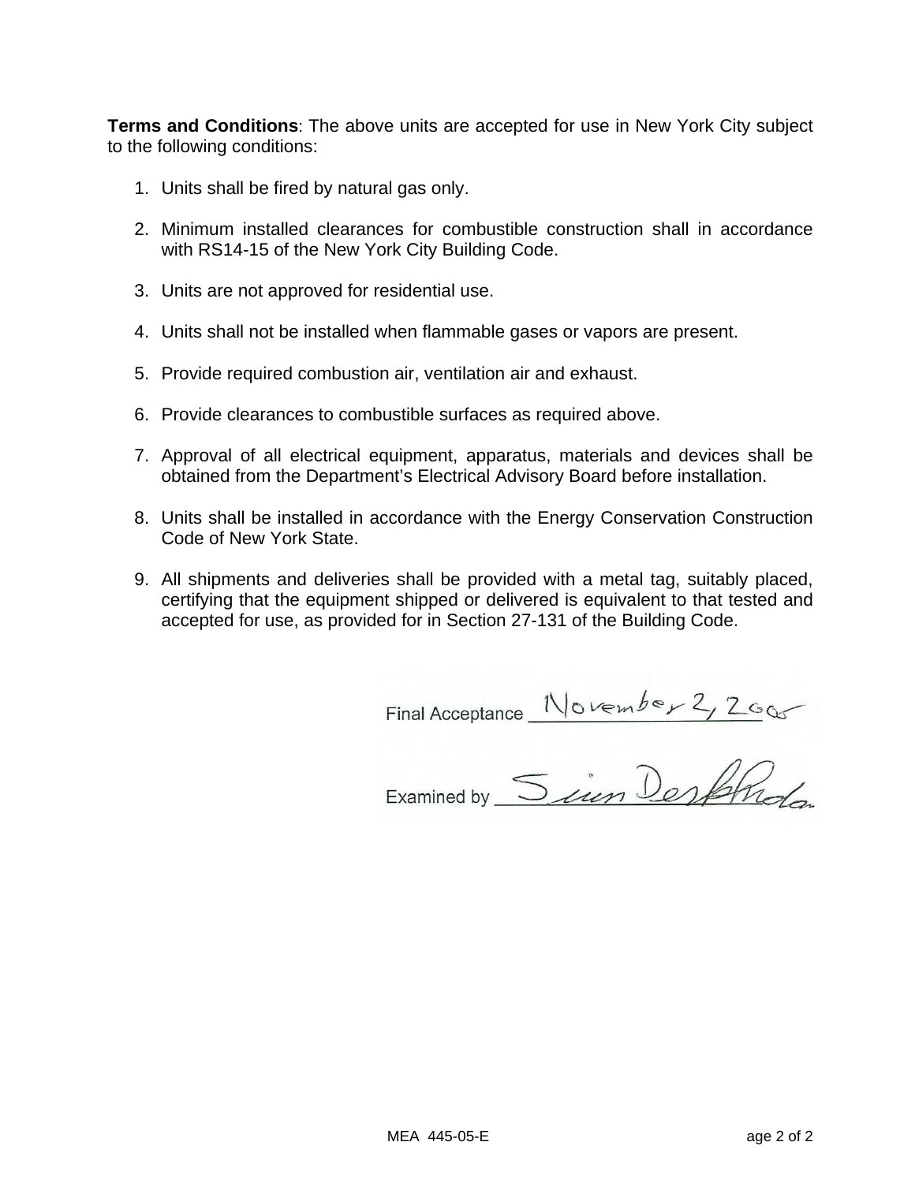**Terms and Conditions**: The above units are accepted for use in New York City subject to the following conditions:

1. Units shall be fired by natural gas only.

2. Minimum installed clearances for combustible construction shall in accordance with RS14-15 of the New York City Building Code.

3. Units are not approved for residential use.

4. Units shall not be installed when flammable gases or vapors are present.

5. Provide required combustion air, ventilation air and exhaust.

6. Provide clearances to combustible surfaces as required above.

7. Approval of all electrical equipment, apparatus, materials and devices shall be obtained from the Department's Electrical Advisory Board before installation.

8. Units shall be installed in accordance with the Energy Conservation Construction Code of New York State.

9. All shipments and deliveries shall be provided with a metal tag, suitably placed, certifying that the equipment shipped or delivered is equivalent to that tested and accepted for use, as provided for in Section 27-131 of the Building Code.

Final Acceptance November 2, 2005

Examined by Sun Desphoda

MEA 445-05-E